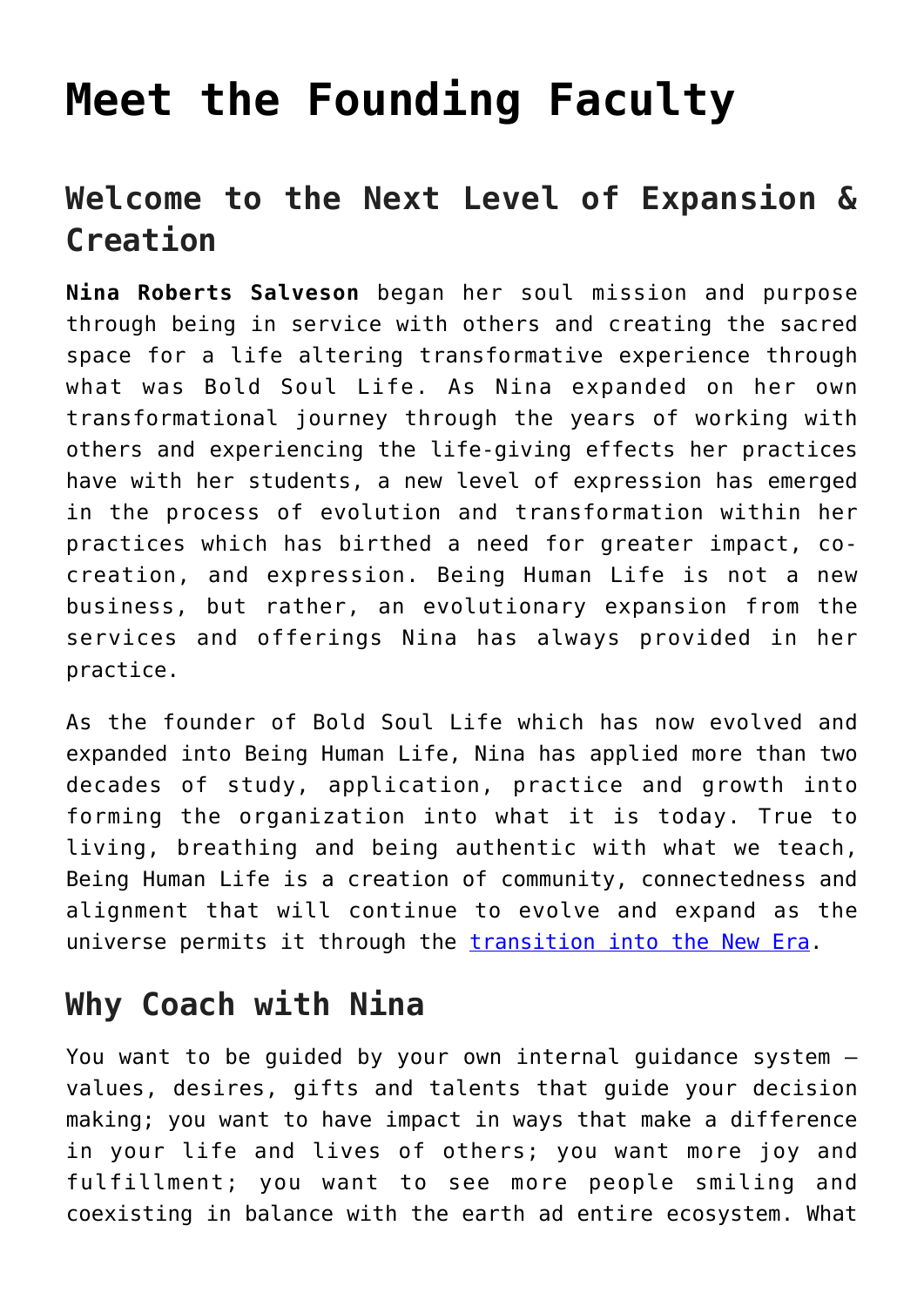# Meet the Founding Faculty

## Welcome to the Next Level of Expansion & Creation

**Nina Roberts Salveson** began her soul mission and purpose through being in service with others and creating the sacred space for a life altering transformative experience through what was Bold Soul Life. As Nina expanded on her own transformational journey through the years of working with others and experiencing the life-giving effects her practices have with her students, a new level of expression has emerged in the process of evolution and transformation within her practices which has birthed a need for greater impact, co-creation, and expression. Being Human Life is not a new business, but rather, an evolutionary expansion from the services and offerings Nina has always provided in her practice.

As the founder of Bold Soul Life which has now evolved and expanded into Being Human Life, Nina has applied more than two decades of study, application, practice and growth into forming the organization into what it is today. True to living, breathing and being authentic with what we teach, Being Human Life is a creation of community, connectedness and alignment that will continue to evolve and expand as the universe permits it through the [transition into the New Era](transition into the New Era).

## Why Coach with Nina

You want to be guided by your own internal guidance system – values, desires, gifts and talents that guide your decision making; you want to have impact in ways that make a difference in your life and lives of others; you want more joy and fulfillment; you want to see more people smiling and coexisting in balance with the earth ad entire ecosystem. What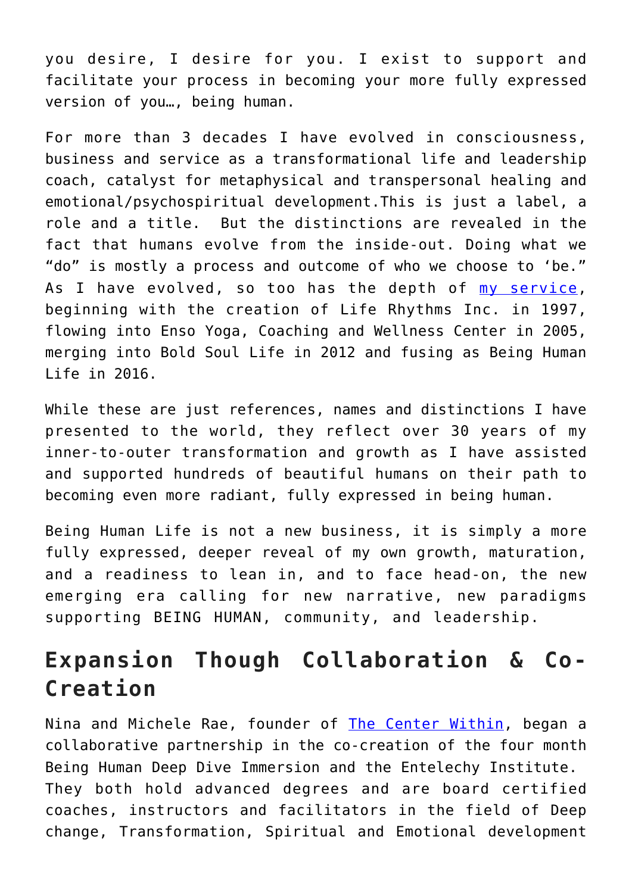you desire, I desire for you. I exist to support and facilitate your process in becoming your more fully expressed version of you…, being human.

For more than 3 decades I have evolved in consciousness, business and service as a transformational life and leadership coach, catalyst for metaphysical and transpersonal healing and emotional/psychospiritual development.This is just a label, a role and a title.  But the distinctions are revealed in the fact that humans evolve from the inside-out. Doing what we "do" is mostly a process and outcome of who we choose to 'be." As I have evolved, so too has the depth of [my service](), beginning with the creation of Life Rhythms Inc. in 1997, flowing into Enso Yoga, Coaching and Wellness Center in 2005, merging into Bold Soul Life in 2012 and fusing as Being Human Life in 2016.

While these are just references, names and distinctions I have presented to the world, they reflect over 30 years of my inner-to-outer transformation and growth as I have assisted and supported hundreds of beautiful humans on their path to becoming even more radiant, fully expressed in being human.

Being Human Life is not a new business, it is simply a more fully expressed, deeper reveal of my own growth, maturation, and a readiness to lean in, and to face head-on, the new emerging era calling for new narrative, new paradigms supporting BEING HUMAN, community, and leadership.

## Expansion Though Collaboration & Co-Creation

Nina and Michele Rae, founder of [The Center Within](), began a collaborative partnership in the co-creation of the four month Being Human Deep Dive Immersion and the Entelechy Institute.  They both hold advanced degrees and are board certified coaches, instructors and facilitators in the field of Deep change, Transformation, Spiritual and Emotional development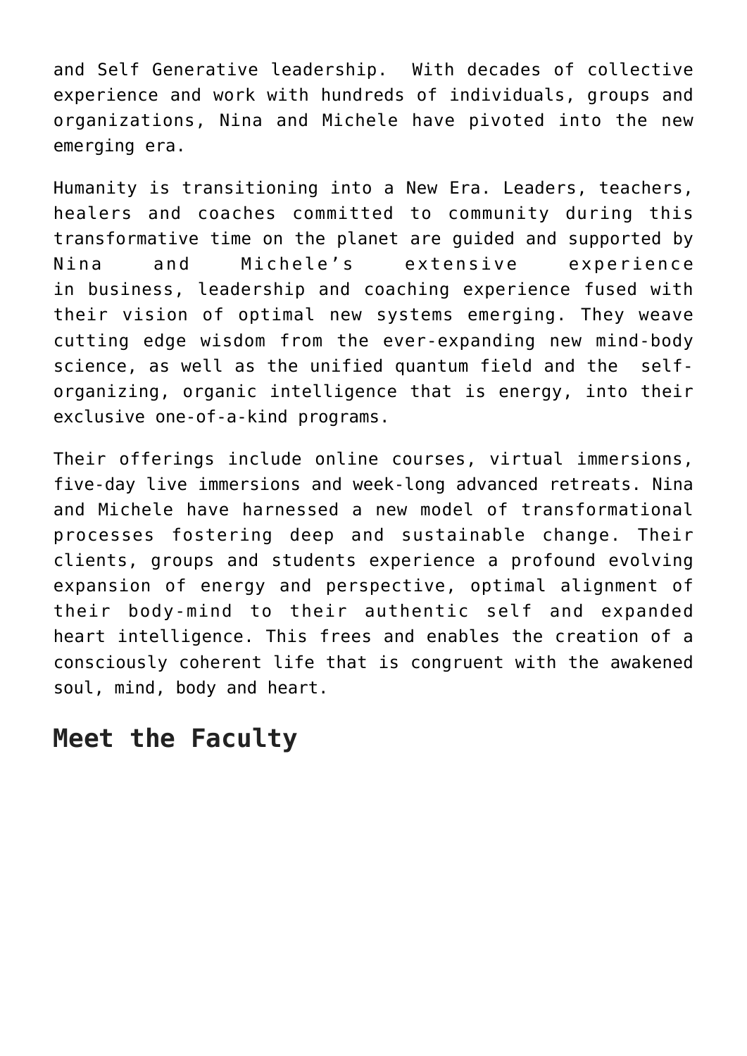and Self Generative leadership.  With decades of collective experience and work with hundreds of individuals, groups and organizations, Nina and Michele have pivoted into the new emerging era.

Humanity is transitioning into a New Era. Leaders, teachers, healers and coaches committed to community during this transformative time on the planet are guided and supported by Nina and Michele's extensive experience in business, leadership and coaching experience fused with their vision of optimal new systems emerging. They weave cutting edge wisdom from the ever-expanding new mind-body science, as well as the unified quantum field and the self-organizing, organic intelligence that is energy, into their exclusive one-of-a-kind programs.

Their offerings include online courses, virtual immersions, five-day live immersions and week-long advanced retreats. Nina and Michele have harnessed a new model of transformational processes fostering deep and sustainable change. Their clients, groups and students experience a profound evolving expansion of energy and perspective, optimal alignment of their body-mind to their authentic self and expanded heart intelligence. This frees and enables the creation of a consciously coherent life that is congruent with the awakened soul, mind, body and heart.

## Meet the Faculty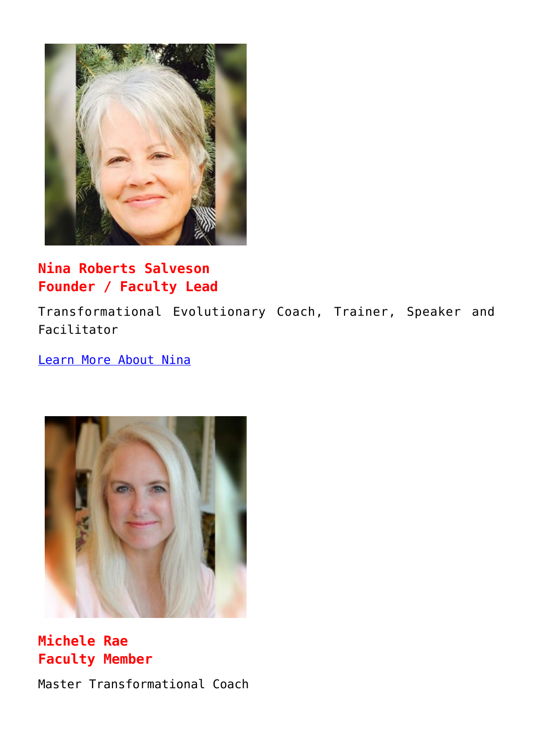**Nina Roberts Salveson**
**Founder / Faculty Lead**

Transformational Evolutionary Coach, Trainer, Speaker and Facilitator

Learn More About Nina

**Michele Rae**
**Faculty Member**

Master Transformational Coach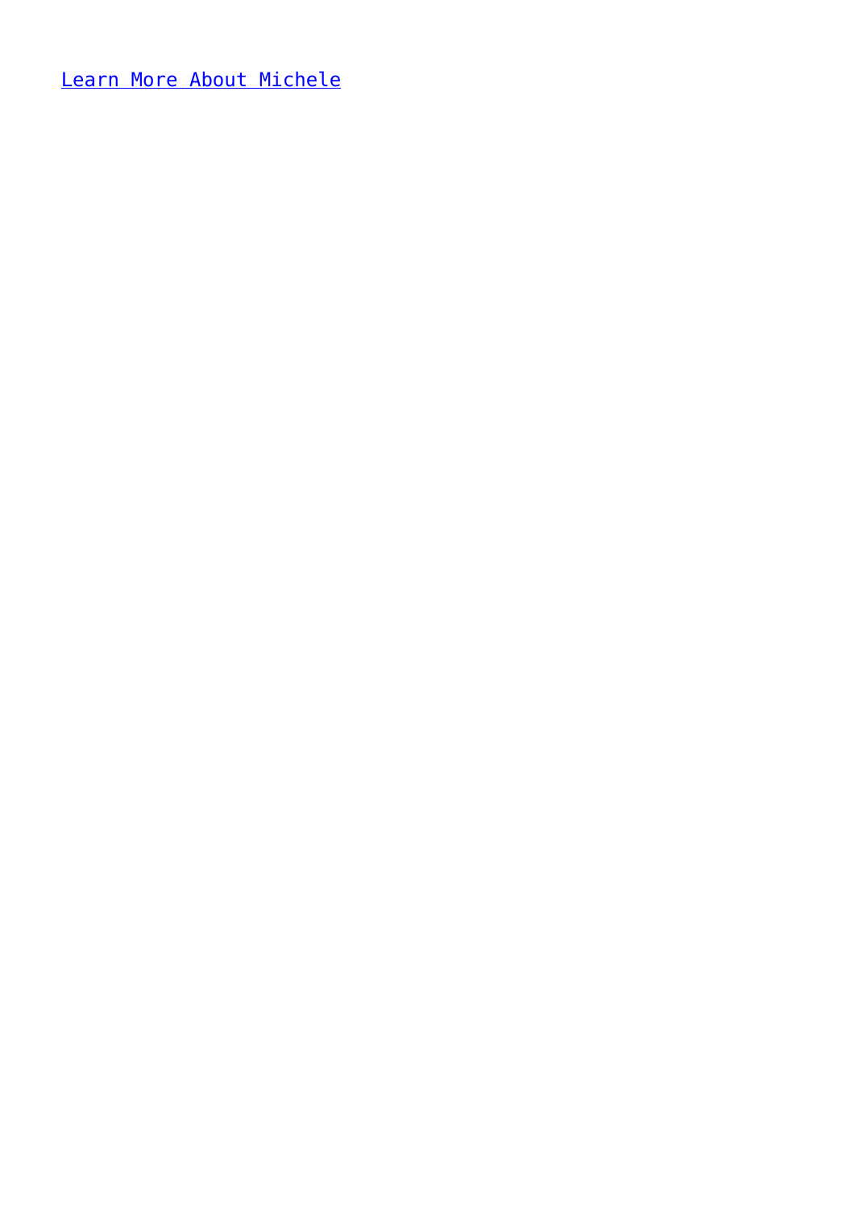Learn More About Michele